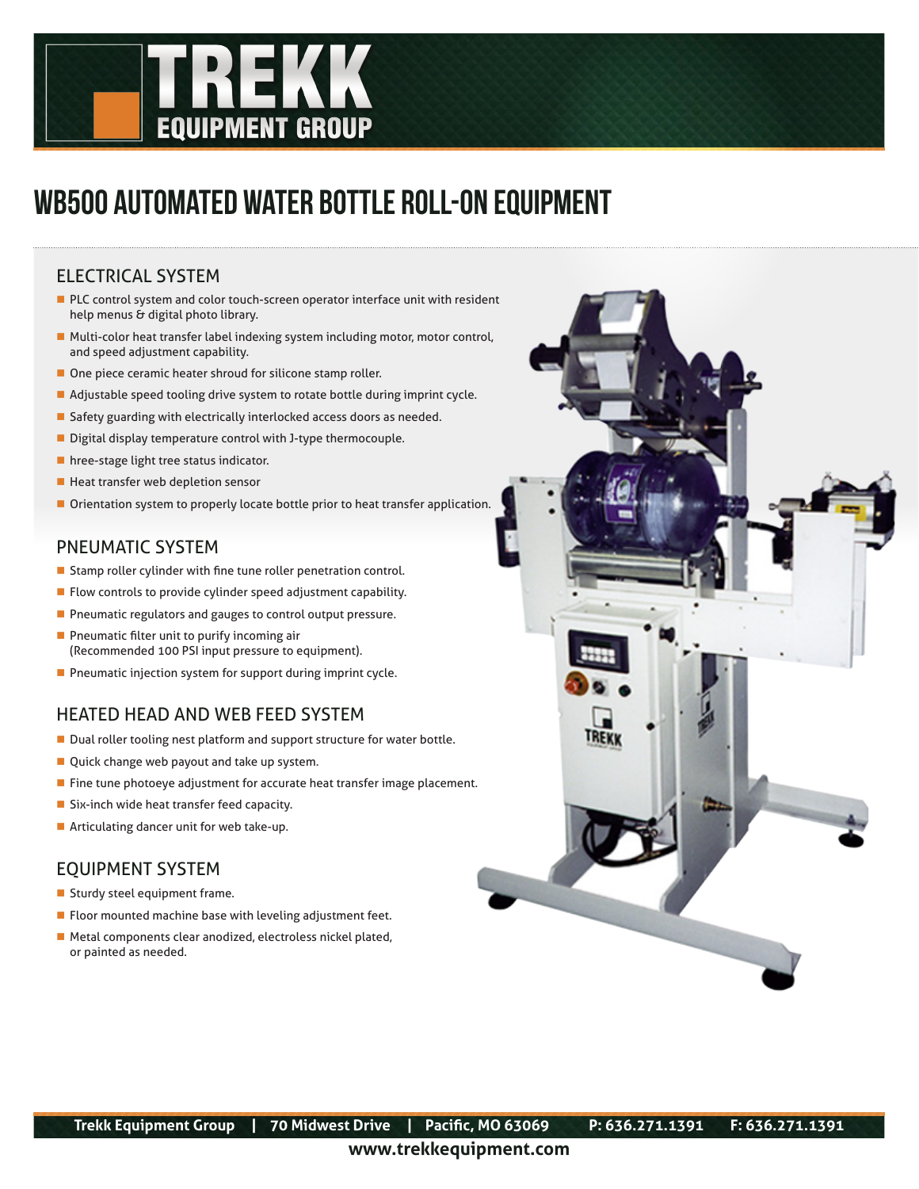# TREKK EQUIPMENT GROUP

# WB500 AUTOMATED WATER BOTTLE ROLL-ON EQUIPMENT

## ELECTRICAL SYSTEM

- PLC control system and color touch-screen operator interface unit with resident help menus & digital photo library.
- Multi-color heat transfer label indexing system including motor, motor control, and speed adjustment capability.
- One piece ceramic heater shroud for silicone stamp roller.
- Adjustable speed tooling drive system to rotate bottle during imprint cycle.
- Safety guarding with electrically interlocked access doors as needed.
- Digital display temperature control with J-type thermocouple.
- hree-stage light tree status indicator.
- Heat transfer web depletion sensor
- Orientation system to properly locate bottle prior to heat transfer application.

## PNEUMATIC SYSTEM

- Stamp roller cylinder with fine tune roller penetration control.
- Flow controls to provide cylinder speed adjustment capability.
- Pneumatic regulators and gauges to control output pressure.
- Pneumatic filter unit to purify incoming air (Recommended 100 PSI input pressure to equipment).
- Pneumatic injection system for support during imprint cycle.

## HEATED HEAD AND WEB FEED SYSTEM

- Dual roller tooling nest platform and support structure for water bottle.
- Quick change web payout and take up system.
- Fine tune photoeye adjustment for accurate heat transfer image placement.
- Six-inch wide heat transfer feed capacity.
- Articulating dancer unit for web take-up.

## EQUIPMENT SYSTEM

- Sturdy steel equipment frame.
- Floor mounted machine base with leveling adjustment feet.
- Metal components clear anodized, electroless nickel plated, or painted as needed.

**Trekk Equipment Group | 70 Midwest Drive | Pacific, MO 63069 P: 636.271.1391 F: 636.271.1391**

**www.trekkequipment.com**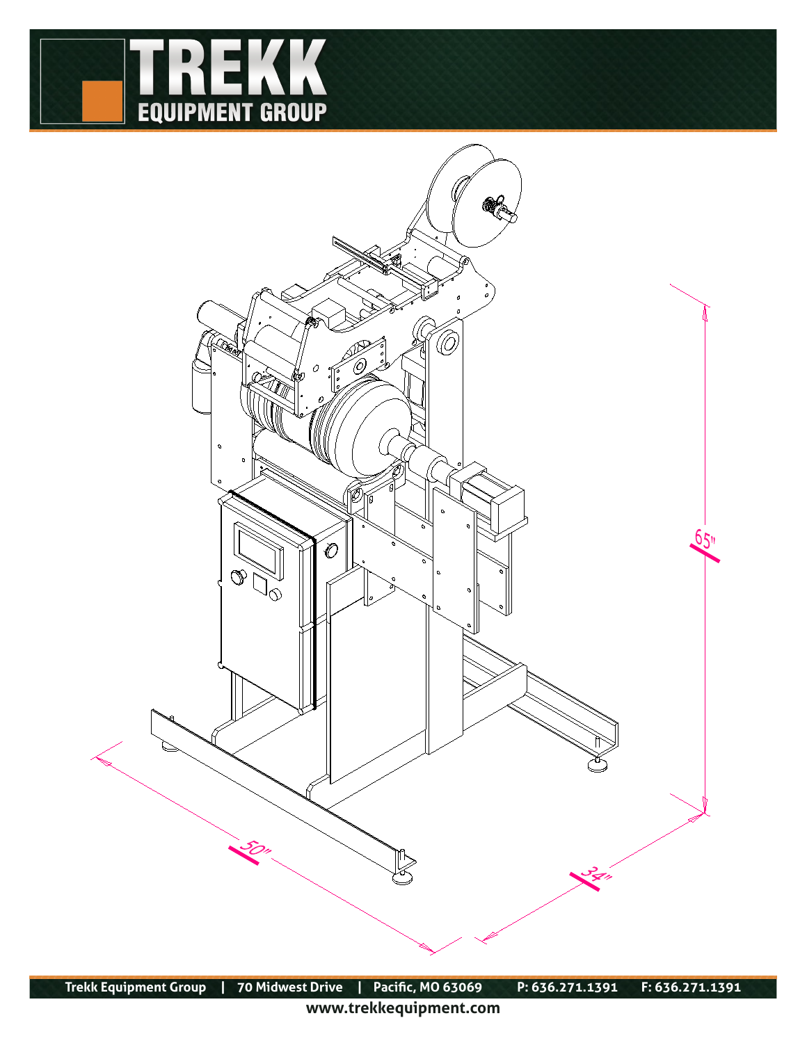# TREKK EQUIPMENT GROUP

65"

50"

34"

Trekk Equipment Group | 70 Midwest Drive | Pacific, MO 63069 P: 636.271.1391 F: 636.271.1391

www.trekkequipment.com